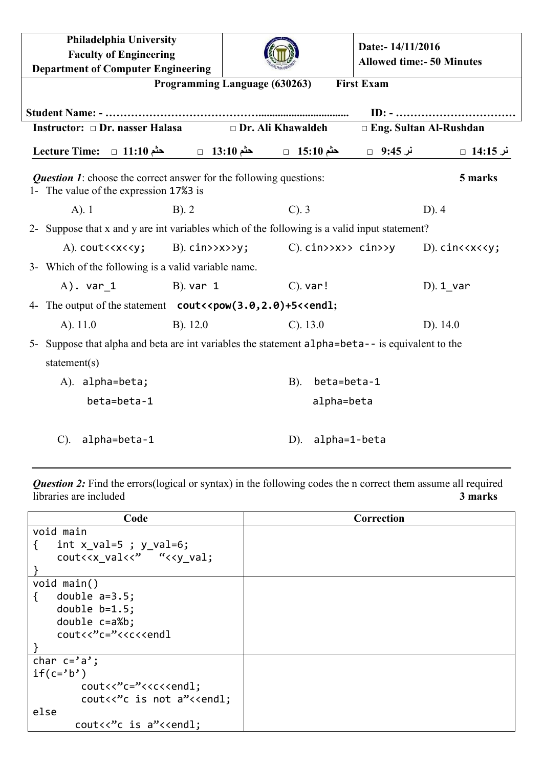| Philadelphia University<br>Faculty of Engineering<br>Department of Computer Engineering | | Date:- 14/11/2016<br>Allowed time:- 50 Minutes |
|---|---|---|

**Programming Language (630263)  First Exam**

**Student Name: - ………………………………….................................  ID: - ……………………………**

**Instructor: □ Dr. nasser Halasa  □ Dr. Ali Khawaldeh  □ Eng. Sultan Al-Rushdan**

**Lecture Time: □ 11:10 حثم  □ 13:10 حثم  □ 15:10 حثم  □ 9:45 نر  □ 14:15 نر**

***Question 1***: choose the correct answer for the following questions: **5 marks**

1- The value of the expression `17%3` is

A). 1  B). 2  C). 3  D). 4

2- Suppose that x and y are int variables which of the following is a valid input statement?

A). `cout<<x<<y;`  B). `cin>>x>>y;`  C). `cin>>x>> cin>>y`  D). `cin<<x<<y;`

3- Which of the following is a valid variable name.

A). `var_1`  B). `var 1`  C). `var!`  D). `1_var`

4- The output of the statement **`cout<<pow(3.0,2.0)+5<<endl;`**

A). 11.0  B). 12.0  C). 13.0  D). 14.0

5- Suppose that alpha and beta are int variables the statement `alpha=beta--` is equivalent to the statement(s)

A).
```
alpha=beta;
beta=beta-1
```

B).
```
beta=beta-1
alpha=beta
```

C). `alpha=beta-1`

D). `alpha=1-beta`

---

***Question 2:*** Find the errors(logical or syntax) in the following codes the n correct them assume all required libraries are included **3 marks**

| Code | Correction |
|---|---|
| <pre>void main<br>{   int x_val=5 ; y_val=6;<br>    cout<<x_val<<"   "<<y_val;<br>}</pre> | |
| <pre>void main()<br>{   double a=3.5;<br>    double b=1.5;<br>    double c=a%b;<br>    cout<<"c="<<c<<endl<br>}</pre> | |
| <pre>char c='a';<br>if(c='b')<br>        cout<<"c="<<c<<endl;<br>        cout<<"c is not a"<<endl;<br>else<br>       cout<<"c is a"<<endl;</pre> | |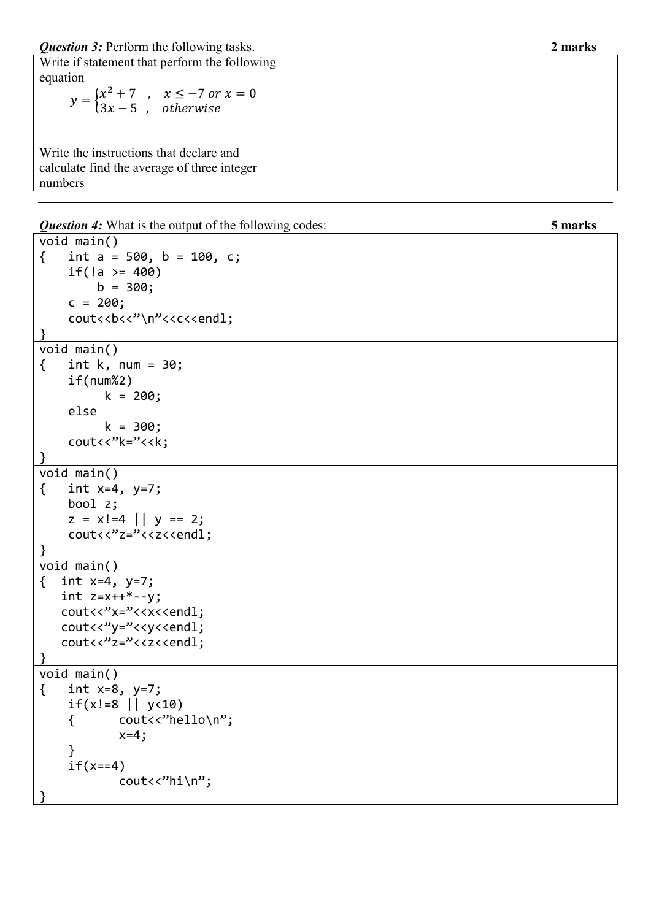***Question 3:*** Perform the following tasks. **2 marks**

| | |
|---|---|
| Write if statement that perform the following equation $$y = \begin{cases} x^2 + 7 & , \quad x \leq -7 \text{ or } x = 0 \\ 3x - 5 & , \quad otherwise \end{cases}$$ | |
| Write the instructions that declare and calculate find the average of three integer numbers | |

---

***Question 4:*** What is the output of the following codes: **5 marks**

```
void main()
{   int a = 500, b = 100, c;
    if(!a >= 400)
        b = 300;
    c = 200;
    cout<<b<<"\n"<<c<<endl;
}
```

```
void main()
{   int k, num = 30;
    if(num%2)
         k = 200;
    else
         k = 300;
    cout<<"k="<<k;
}
```

```
void main()
{   int x=4, y=7;
    bool z;
    z = x!=4 || y == 2;
    cout<<"z="<<z<<endl;
}
```

```
void main()
{  int x=4, y=7;
   int z=x++*--y;
   cout<<"x="<<x<<endl;
   cout<<"y="<<y<<endl;
   cout<<"z="<<z<<endl;
}
```

```
void main()
{   int x=8, y=7;
    if(x!=8 || y<10)
    {      cout<<"hello\n";
           x=4;
    }
    if(x==4)
           cout<<"hi\n";
}
```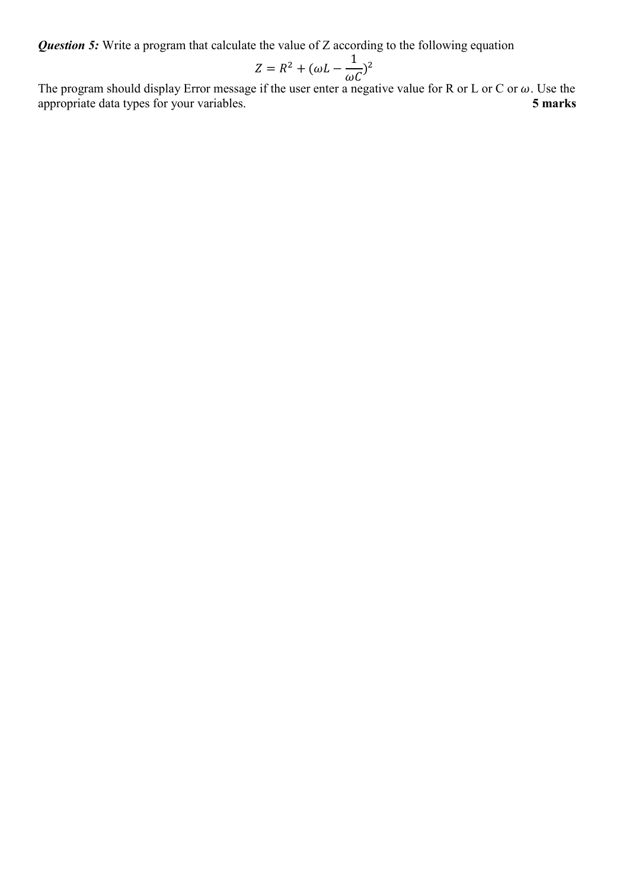***Question 5:*** Write a program that calculate the value of Z according to the following equation

$$Z = R^2 + (\omega L - \frac{1}{\omega C})^2$$

The program should display Error message if the user enter a negative value for R or L or C or $\omega$. Use the appropriate data types for your variables. **5 marks**